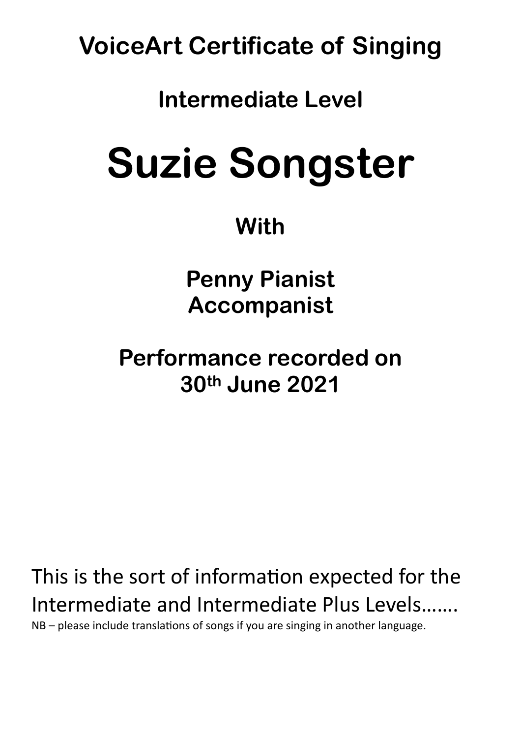# VoiceArt Certificate of Singing

## Intermediate Level

# Suzie Songster

## With

## Penny Pianist
## Accompanist

## Performance recorded on
## 30th June 2021

This is the sort of information expected for the Intermediate and Intermediate Plus Levels…….

NB – please include translations of songs if you are singing in another language.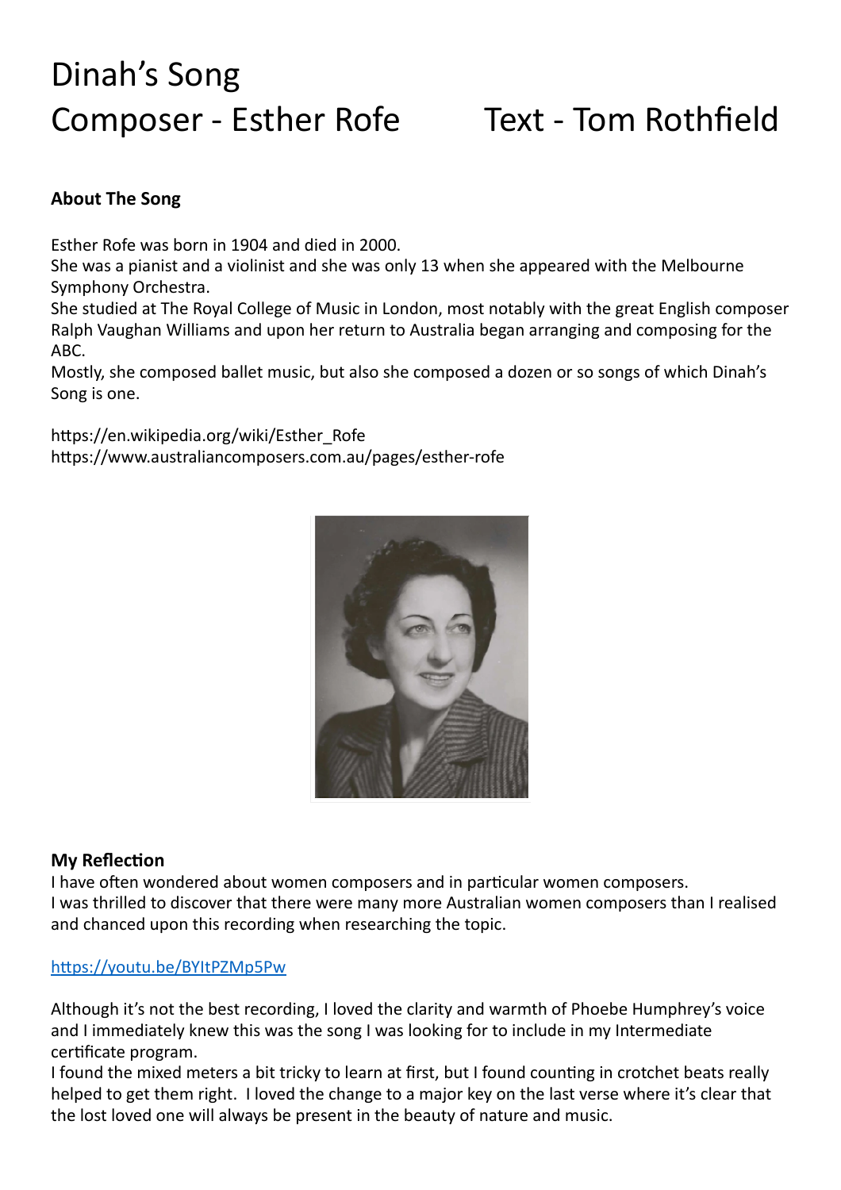# Dinah's Song

## Composer - Esther Rofe Text - Tom Rothfield

**About The Song**

Esther Rofe was born in 1904 and died in 2000.
She was a pianist and a violinist and she was only 13 when she appeared with the Melbourne Symphony Orchestra.
She studied at The Royal College of Music in London, most notably with the great English composer Ralph Vaughan Williams and upon her return to Australia began arranging and composing for the ABC.
Mostly, she composed ballet music, but also she composed a dozen or so songs of which Dinah's Song is one.

https://en.wikipedia.org/wiki/Esther_Rofe
https://www.australiancomposers.com.au/pages/esther-rofe

**My Reflection**

I have often wondered about women composers and in particular women composers.
I was thrilled to discover that there were many more Australian women composers than I realised and chanced upon this recording when researching the topic.

https://youtu.be/BYItPZMp5Pw

Although it's not the best recording, I loved the clarity and warmth of Phoebe Humphrey's voice and I immediately knew this was the song I was looking for to include in my Intermediate certificate program.
I found the mixed meters a bit tricky to learn at first, but I found counting in crotchet beats really helped to get them right. I loved the change to a major key on the last verse where it's clear that the lost loved one will always be present in the beauty of nature and music.